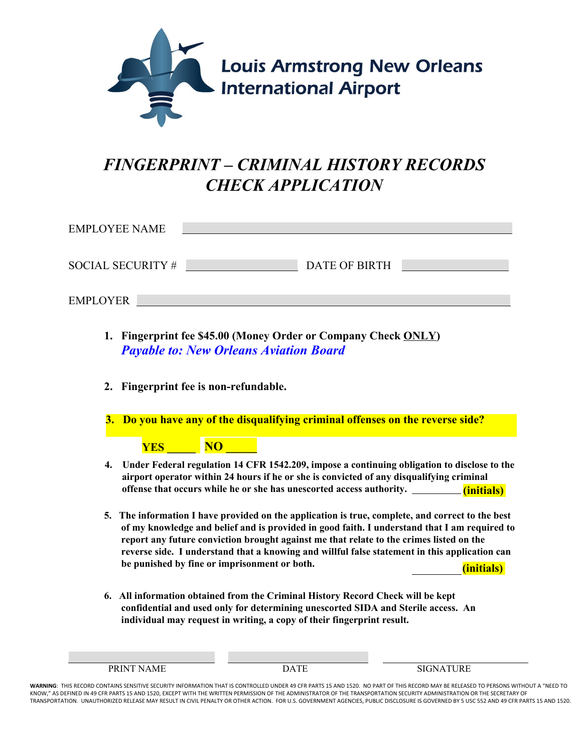Louis Armstrong New Orleans International Airport

# *FINGERPRINT – CRIMINAL HISTORY RECORDS CHECK APPLICATION*

EMPLOYEE NAME ______________________________

SOCIAL SECURITY # ______________ DATE OF BIRTH ______________

EMPLOYER ______________________________

1. **Fingerprint fee $45.00 (Money Order or Company Check <u>ONLY</u>)**
   ***Payable to: New Orleans Aviation Board***

2. **Fingerprint fee is non-refundable.**

3. **Do you have any of the disqualifying criminal offenses on the reverse side?**

   **YES _____ NO _____**

4. **Under Federal regulation 14 CFR 1542.209, impose a continuing obligation to disclose to the airport operator within 24 hours if he or she is convicted of any disqualifying criminal offense that occurs while he or she has unescorted access authority.** _________ **(initials)**

5. **The information I have provided on the application is true, complete, and correct to the best of my knowledge and belief and is provided in good faith. I understand that I am required to report any future conviction brought against me that relate to the crimes listed on the reverse side. I understand that a knowing and willful false statement in this application can be punished by fine or imprisonment or both.** _________ **(initials)**

6. **All information obtained from the Criminal History Record Check will be kept confidential and used only for determining unescorted SIDA and Sterile access. An individual may request in writing, a copy of their fingerprint result.**

| ______________ | ______________ | ______________ |
|---|---|---|
| PRINT NAME | DATE | SIGNATURE |

**WARNING**: THIS RECORD CONTAINS SENSITIVE SECURITY INFORMATION THAT IS CONTROLLED UNDER 49 CFR PARTS 15 AND 1520. NO PART OF THIS RECORD MAY BE RELEASED TO PERSONS WITHOUT A "NEED TO KNOW," AS DEFINED IN 49 CFR PARTS 15 AND 1520, EXCEPT WITH THE WRITTEN PERMISSION OF THE ADMINISTRATOR OF THE TRANSPORTATION SECURITY ADMINISTRATION OR THE SECRETARY OF TRANSPORTATION. UNAUTHORIZED RELEASE MAY RESULT IN CIVIL PENALTY OR OTHER ACTION. FOR U.S. GOVERNMENT AGENCIES, PUBLIC DISCLOSURE IS GOVERNED BY 5 USC 552 AND 49 CFR PARTS 15 AND 1520.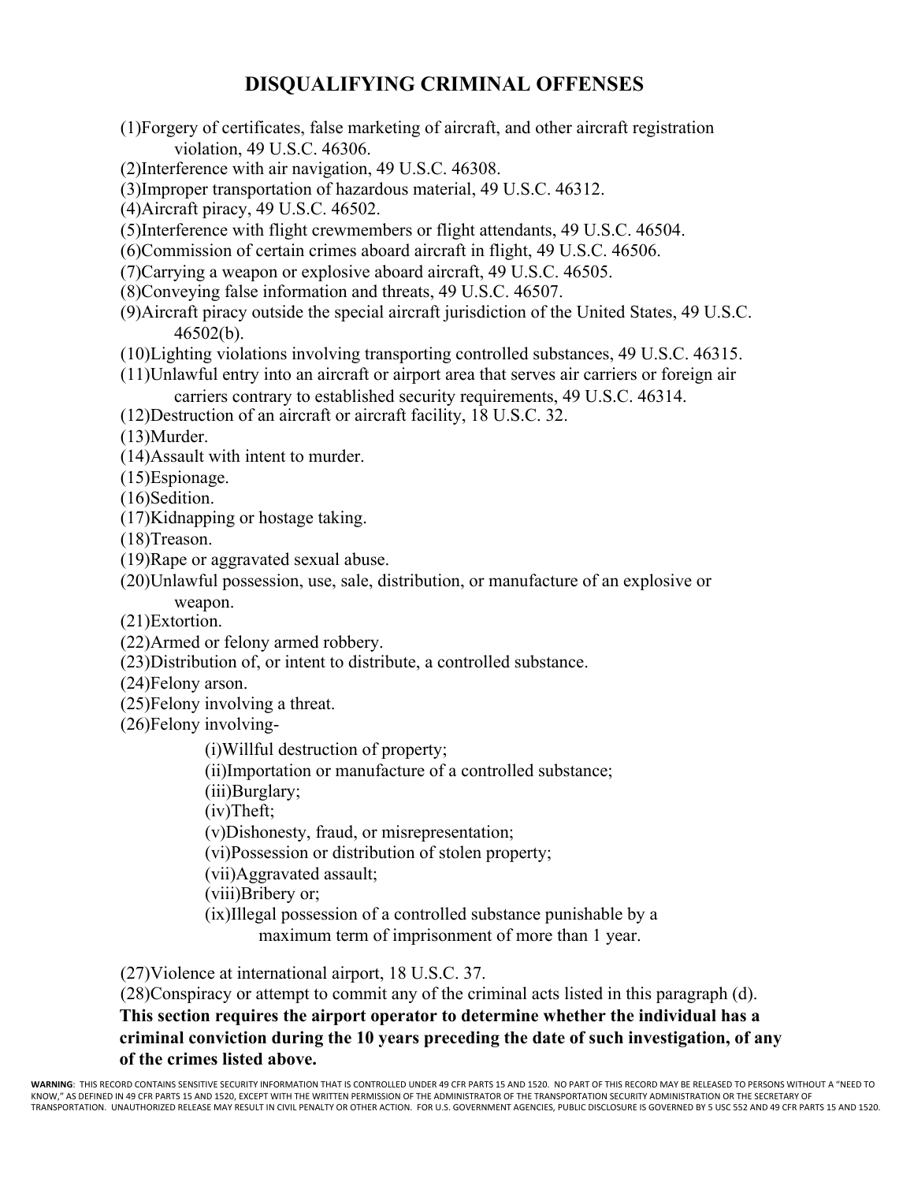# DISQUALIFYING CRIMINAL OFFENSES

(1)Forgery of certificates, false marketing of aircraft, and other aircraft registration violation, 49 U.S.C. 46306.
(2)Interference with air navigation, 49 U.S.C. 46308.
(3)Improper transportation of hazardous material, 49 U.S.C. 46312.
(4)Aircraft piracy, 49 U.S.C. 46502.
(5)Interference with flight crewmembers or flight attendants, 49 U.S.C. 46504.
(6)Commission of certain crimes aboard aircraft in flight, 49 U.S.C. 46506.
(7)Carrying a weapon or explosive aboard aircraft, 49 U.S.C. 46505.
(8)Conveying false information and threats, 49 U.S.C. 46507.
(9)Aircraft piracy outside the special aircraft jurisdiction of the United States, 49 U.S.C. 46502(b).
(10)Lighting violations involving transporting controlled substances, 49 U.S.C. 46315.
(11)Unlawful entry into an aircraft or airport area that serves air carriers or foreign air carriers contrary to established security requirements, 49 U.S.C. 46314.
(12)Destruction of an aircraft or aircraft facility, 18 U.S.C. 32.
(13)Murder.
(14)Assault with intent to murder.
(15)Espionage.
(16)Sedition.
(17)Kidnapping or hostage taking.
(18)Treason.
(19)Rape or aggravated sexual abuse.
(20)Unlawful possession, use, sale, distribution, or manufacture of an explosive or weapon.
(21)Extortion.
(22)Armed or felony armed robbery.
(23)Distribution of, or intent to distribute, a controlled substance.
(24)Felony arson.
(25)Felony involving a threat.
(26)Felony involving-

- (i)Willful destruction of property;
- (ii)Importation or manufacture of a controlled substance;
- (iii)Burglary;
- (iv)Theft;
- (v)Dishonesty, fraud, or misrepresentation;
- (vi)Possession or distribution of stolen property;
- (vii)Aggravated assault;
- (viii)Bribery or;
- (ix)Illegal possession of a controlled substance punishable by a maximum term of imprisonment of more than 1 year.

(27)Violence at international airport, 18 U.S.C. 37.
(28)Conspiracy or attempt to commit any of the criminal acts listed in this paragraph (d).

**This section requires the airport operator to determine whether the individual has a criminal conviction during the 10 years preceding the date of such investigation, of any of the crimes listed above.**